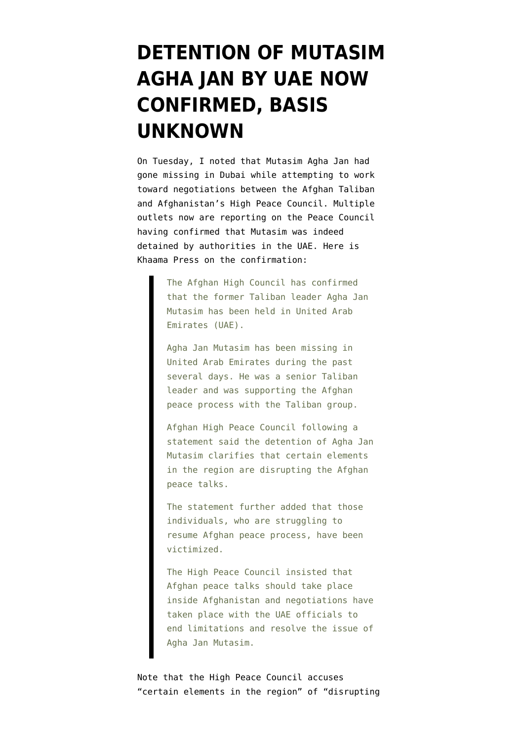# DETENTION OF MUTASIM AGHA JAN BY UAE NOW CONFIRMED, BASIS UNKNOWN

On Tuesday, I noted that Mutasim Agha Jan had gone missing in Dubai while attempting to work toward negotiations between the Afghan Taliban and Afghanistan's High Peace Council. Multiple outlets now are reporting on the Peace Council having confirmed that Mutasim was indeed detained by authorities in the UAE. Here is Khaama Press on the confirmation:

> The Afghan High Council has confirmed that the former Taliban leader Agha Jan Mutasim has been held in United Arab Emirates (UAE).
>
> Agha Jan Mutasim has been missing in United Arab Emirates during the past several days. He was a senior Taliban leader and was supporting the Afghan peace process with the Taliban group.
>
> Afghan High Peace Council following a statement said the detention of Agha Jan Mutasim clarifies that certain elements in the region are disrupting the Afghan peace talks.
>
> The statement further added that those individuals, who are struggling to resume Afghan peace process, have been victimized.
>
> The High Peace Council insisted that Afghan peace talks should take place inside Afghanistan and negotiations have taken place with the UAE officials to end limitations and resolve the issue of Agha Jan Mutasim.

Note that the High Peace Council accuses "certain elements in the region" of "disrupting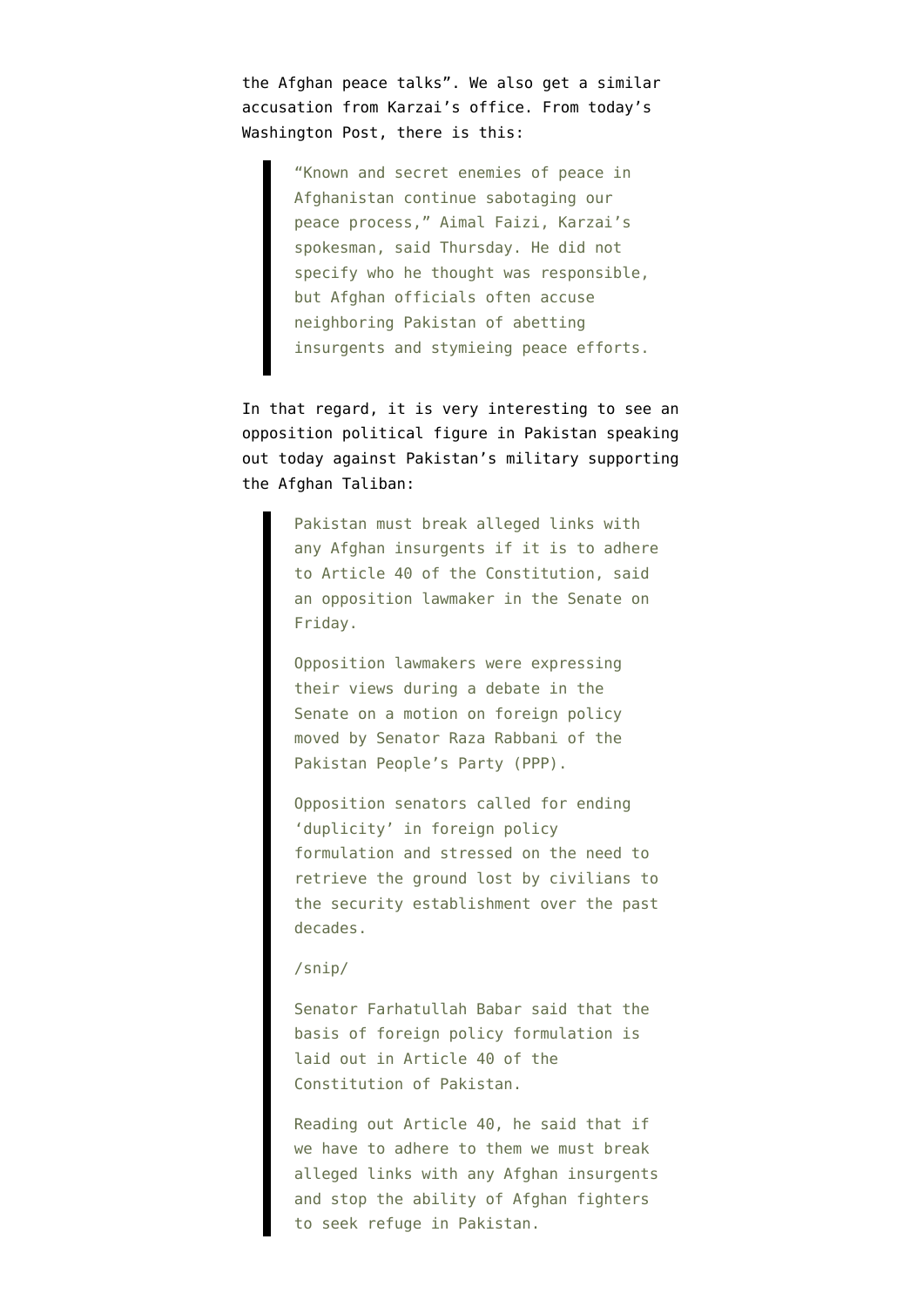the Afghan peace talks". We also get a similar accusation from Karzai's office. From today's Washington Post, there is this:

> "Known and secret enemies of peace in Afghanistan continue sabotaging our peace process," Aimal Faizi, Karzai's spokesman, said Thursday. He did not specify who he thought was responsible, but Afghan officials often accuse neighboring Pakistan of abetting insurgents and stymieing peace efforts.

In that regard, it is very interesting to see an opposition political figure in Pakistan speaking out today against Pakistan's military supporting the Afghan Taliban:

> Pakistan must break alleged links with any Afghan insurgents if it is to adhere to Article 40 of the Constitution, said an opposition lawmaker in the Senate on Friday.
>
> Opposition lawmakers were expressing their views during a debate in the Senate on a motion on foreign policy moved by Senator Raza Rabbani of the Pakistan People's Party (PPP).
>
> Opposition senators called for ending 'duplicity' in foreign policy formulation and stressed on the need to retrieve the ground lost by civilians to the security establishment over the past decades.
>
> /snip/
>
> Senator Farhatullah Babar said that the basis of foreign policy formulation is laid out in Article 40 of the Constitution of Pakistan.
>
> Reading out Article 40, he said that if we have to adhere to them we must break alleged links with any Afghan insurgents and stop the ability of Afghan fighters to seek refuge in Pakistan.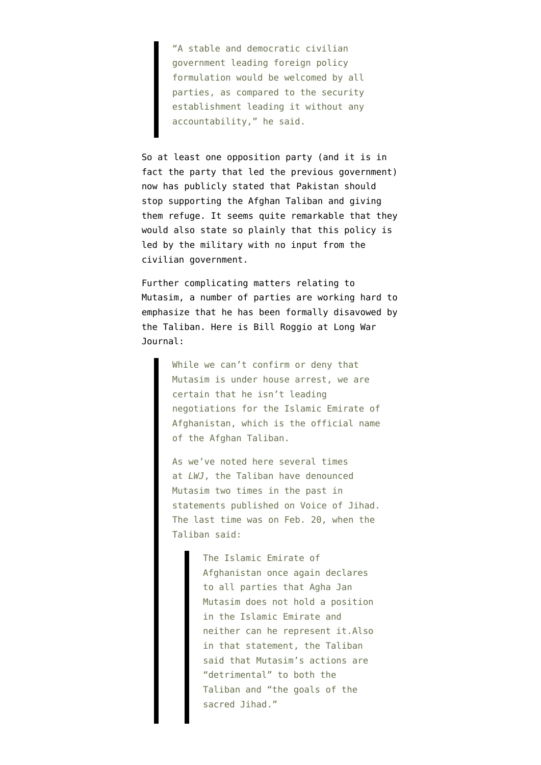> "A stable and democratic civilian government leading foreign policy formulation would be welcomed by all parties, as compared to the security establishment leading it without any accountability," he said.

So at least one opposition party (and it is in fact the party that led the previous government) now has publicly stated that Pakistan should stop supporting the Afghan Taliban and giving them refuge. It seems quite remarkable that they would also state so plainly that this policy is led by the military with no input from the civilian government.

Further complicating matters relating to Mutasim, a number of parties are working hard to emphasize that he has been formally disavowed by the Taliban. Here is Bill Roggio at Long War Journal:

> While we can't confirm or deny that Mutasim is under house arrest, we are certain that he isn't leading negotiations for the Islamic Emirate of Afghanistan, which is the official name of the Afghan Taliban.
>
> As we've noted here several times at *LWJ*, the Taliban have denounced Mutasim two times in the past in statements published on Voice of Jihad. The last time was on Feb. 20, when the Taliban said:
>
> > The Islamic Emirate of Afghanistan once again declares to all parties that Agha Jan Mutasim does not hold a position in the Islamic Emirate and neither can he represent it.Also in that statement, the Taliban said that Mutasim's actions are "detrimental" to both the Taliban and "the goals of the sacred Jihad."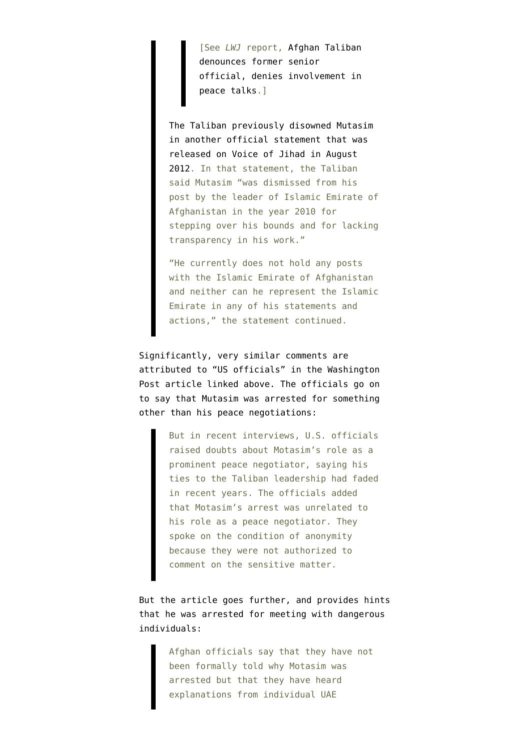> > [See *LWJ* report, Afghan Taliban denounces former senior official, denies involvement in peace talks.]
>
> The Taliban previously disowned Mutasim in another official statement that was released on Voice of Jihad in August 2012. In that statement, the Taliban said Mutasim "was dismissed from his post by the leader of Islamic Emirate of Afghanistan in the year 2010 for stepping over his bounds and for lacking transparency in his work."
>
> "He currently does not hold any posts with the Islamic Emirate of Afghanistan and neither can he represent the Islamic Emirate in any of his statements and actions," the statement continued.

Significantly, very similar comments are attributed to "US officials" in the Washington Post article linked above. The officials go on to say that Mutasim was arrested for something other than his peace negotiations:

> But in recent interviews, U.S. officials raised doubts about Motasim's role as a prominent peace negotiator, saying his ties to the Taliban leadership had faded in recent years. The officials added that Motasim's arrest was unrelated to his role as a peace negotiator. They spoke on the condition of anonymity because they were not authorized to comment on the sensitive matter.

But the article goes further, and provides hints that he was arrested for meeting with dangerous individuals:

> Afghan officials say that they have not been formally told why Motasim was arrested but that they have heard explanations from individual UAE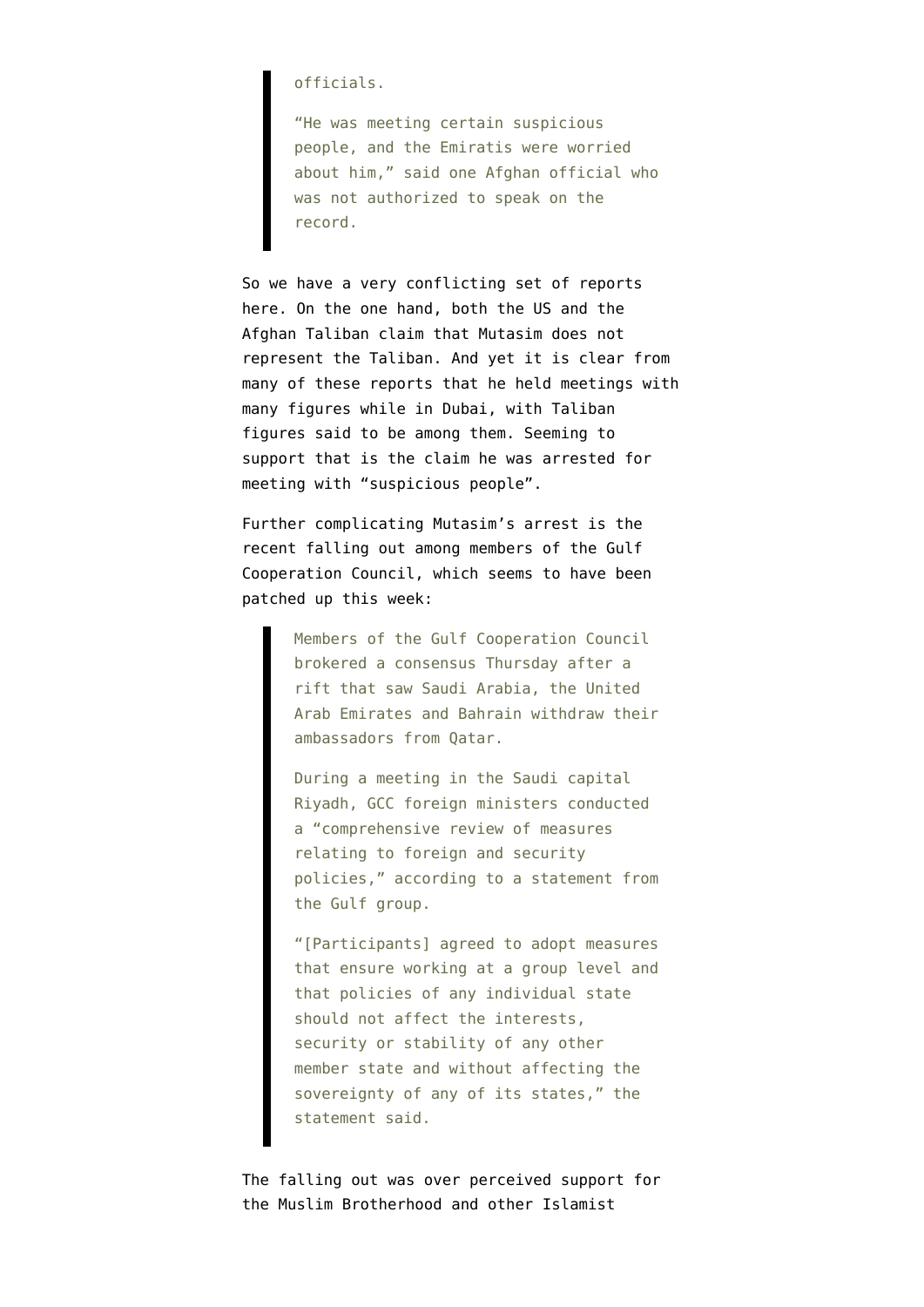> officials.
>
> "He was meeting certain suspicious people, and the Emiratis were worried about him," said one Afghan official who was not authorized to speak on the record.

So we have a very conflicting set of reports here. On the one hand, both the US and the Afghan Taliban claim that Mutasim does not represent the Taliban. And yet it is clear from many of these reports that he held meetings with many figures while in Dubai, with Taliban figures said to be among them. Seeming to support that is the claim he was arrested for meeting with "suspicious people".

Further complicating Mutasim's arrest is the recent falling out among members of the Gulf Cooperation Council, which seems to have been patched up this week:

> Members of the Gulf Cooperation Council brokered a consensus Thursday after a rift that saw Saudi Arabia, the United Arab Emirates and Bahrain withdraw their ambassadors from Qatar.
>
> During a meeting in the Saudi capital Riyadh, GCC foreign ministers conducted a "comprehensive review of measures relating to foreign and security policies," according to a statement from the Gulf group.
>
> "[Participants] agreed to adopt measures that ensure working at a group level and that policies of any individual state should not affect the interests, security or stability of any other member state and without affecting the sovereignty of any of its states," the statement said.

The falling out was over perceived support for the Muslim Brotherhood and other Islamist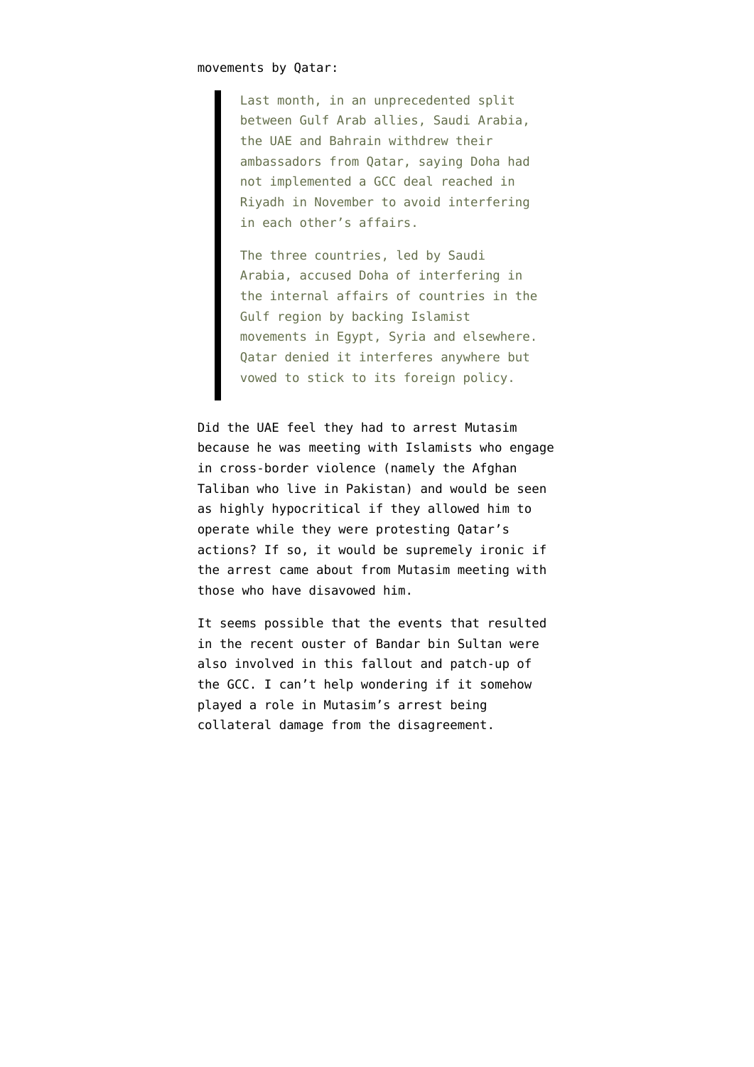movements by Qatar:

> Last month, in an unprecedented split between Gulf Arab allies, Saudi Arabia, the UAE and Bahrain withdrew their ambassadors from Qatar, saying Doha had not implemented a GCC deal reached in Riyadh in November to avoid interfering in each other's affairs.
>
> The three countries, led by Saudi Arabia, accused Doha of interfering in the internal affairs of countries in the Gulf region by backing Islamist movements in Egypt, Syria and elsewhere. Qatar denied it interferes anywhere but vowed to stick to its foreign policy.

Did the UAE feel they had to arrest Mutasim because he was meeting with Islamists who engage in cross-border violence (namely the Afghan Taliban who live in Pakistan) and would be seen as highly hypocritical if they allowed him to operate while they were protesting Qatar's actions? If so, it would be supremely ironic if the arrest came about from Mutasim meeting with those who have disavowed him.

It seems possible that the events that resulted in the recent ouster of Bandar bin Sultan were also involved in this fallout and patch-up of the GCC. I can't help wondering if it somehow played a role in Mutasim's arrest being collateral damage from the disagreement.